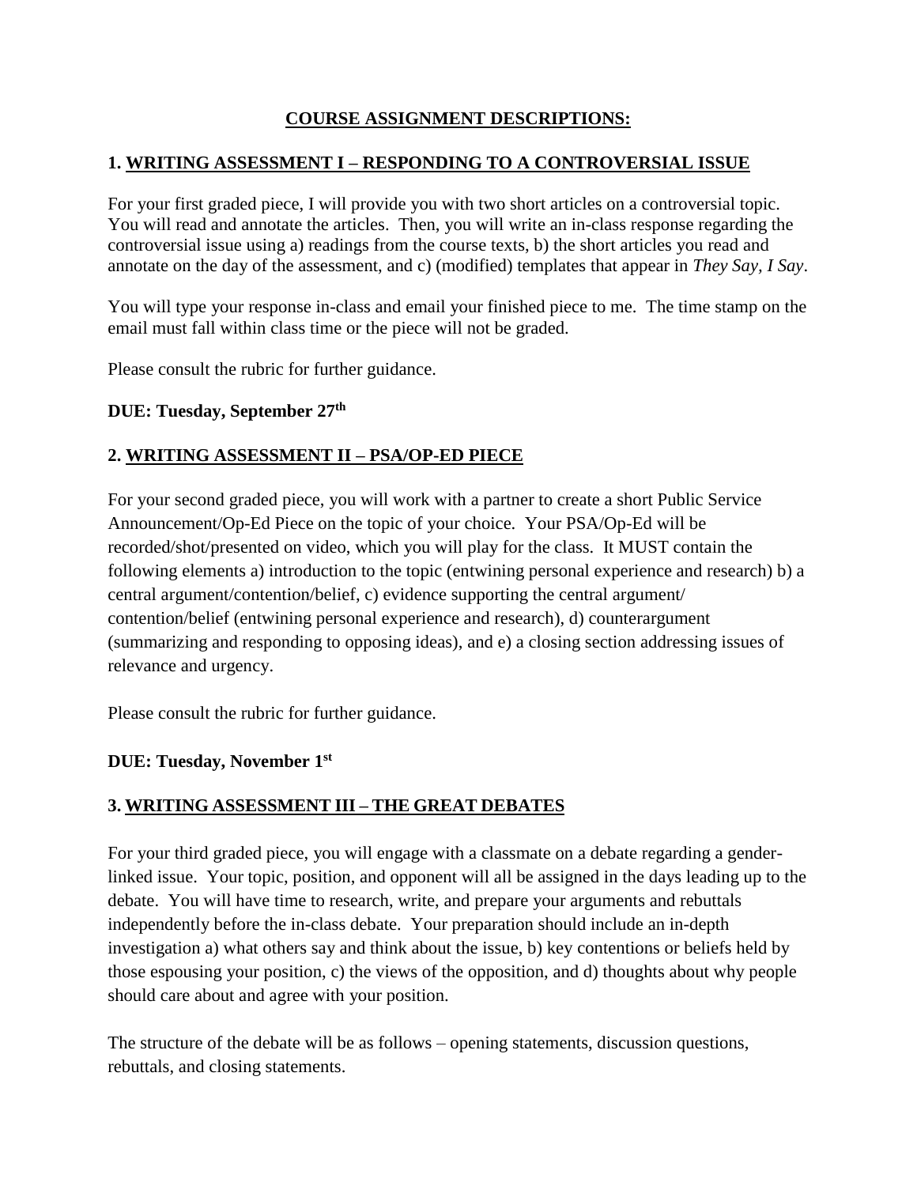# COURSE ASSIGNMENT DESCRIPTIONS:

## 1. WRITING ASSESSMENT I – RESPONDING TO A CONTROVERSIAL ISSUE

For your first graded piece, I will provide you with two short articles on a controversial topic. You will read and annotate the articles. Then, you will write an in-class response regarding the controversial issue using a) readings from the course texts, b) the short articles you read and annotate on the day of the assessment, and c) (modified) templates that appear in *They Say, I Say*.

You will type your response in-class and email your finished piece to me. The time stamp on the email must fall within class time or the piece will not be graded.

Please consult the rubric for further guidance.

**DUE: Tuesday, September 27th**

## 2. WRITING ASSESSMENT II – PSA/OP-ED PIECE

For your second graded piece, you will work with a partner to create a short Public Service Announcement/Op-Ed Piece on the topic of your choice. Your PSA/Op-Ed will be recorded/shot/presented on video, which you will play for the class. It MUST contain the following elements a) introduction to the topic (entwining personal experience and research) b) a central argument/contention/belief, c) evidence supporting the central argument/ contention/belief (entwining personal experience and research), d) counterargument (summarizing and responding to opposing ideas), and e) a closing section addressing issues of relevance and urgency.

Please consult the rubric for further guidance.

**DUE: Tuesday, November 1st**

## 3. WRITING ASSESSMENT III – THE GREAT DEBATES

For your third graded piece, you will engage with a classmate on a debate regarding a gender-linked issue. Your topic, position, and opponent will all be assigned in the days leading up to the debate. You will have time to research, write, and prepare your arguments and rebuttals independently before the in-class debate. Your preparation should include an in-depth investigation a) what others say and think about the issue, b) key contentions or beliefs held by those espousing your position, c) the views of the opposition, and d) thoughts about why people should care about and agree with your position.

The structure of the debate will be as follows – opening statements, discussion questions, rebuttals, and closing statements.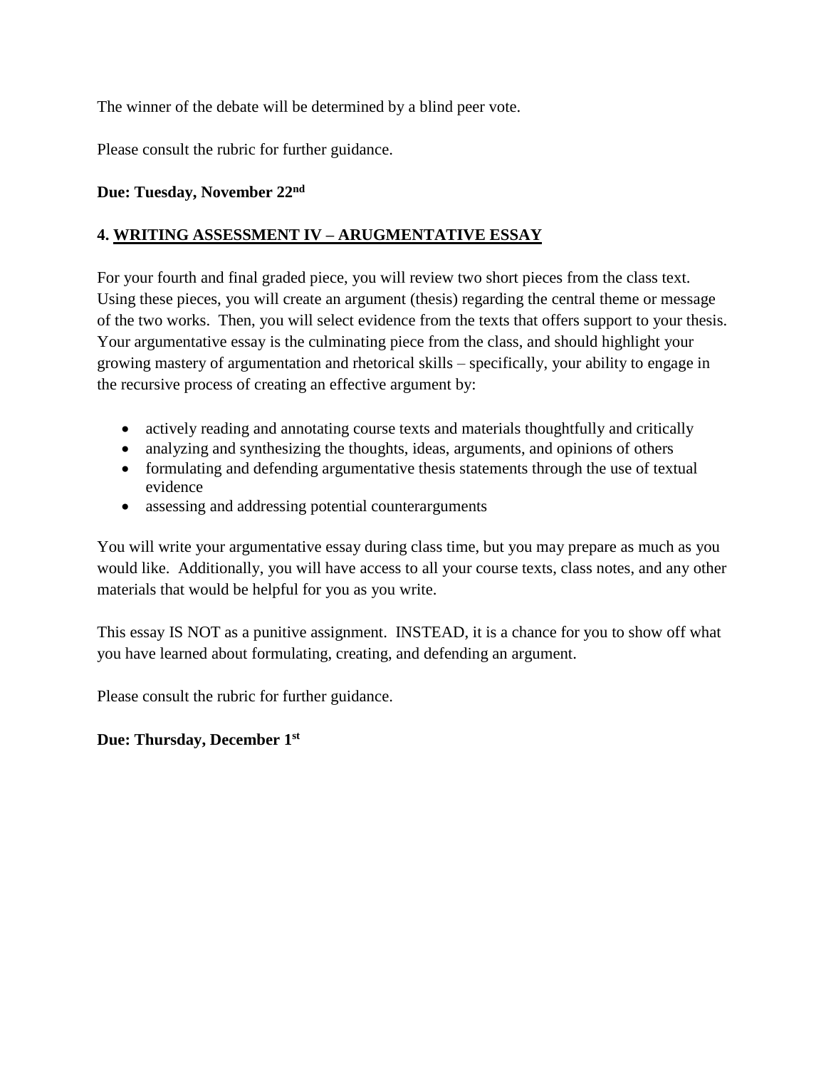The winner of the debate will be determined by a blind peer vote.

Please consult the rubric for further guidance.

**Due: Tuesday, November 22nd**

**4. <u>WRITING ASSESSMENT IV – ARUGMENTATIVE ESSAY</u>**

For your fourth and final graded piece, you will review two short pieces from the class text. Using these pieces, you will create an argument (thesis) regarding the central theme or message of the two works. Then, you will select evidence from the texts that offers support to your thesis. Your argumentative essay is the culminating piece from the class, and should highlight your growing mastery of argumentation and rhetorical skills – specifically, your ability to engage in the recursive process of creating an effective argument by:

- actively reading and annotating course texts and materials thoughtfully and critically
- analyzing and synthesizing the thoughts, ideas, arguments, and opinions of others
- formulating and defending argumentative thesis statements through the use of textual evidence
- assessing and addressing potential counterarguments

You will write your argumentative essay during class time, but you may prepare as much as you would like. Additionally, you will have access to all your course texts, class notes, and any other materials that would be helpful for you as you write.

This essay IS NOT as a punitive assignment. INSTEAD, it is a chance for you to show off what you have learned about formulating, creating, and defending an argument.

Please consult the rubric for further guidance.

**Due: Thursday, December 1st**